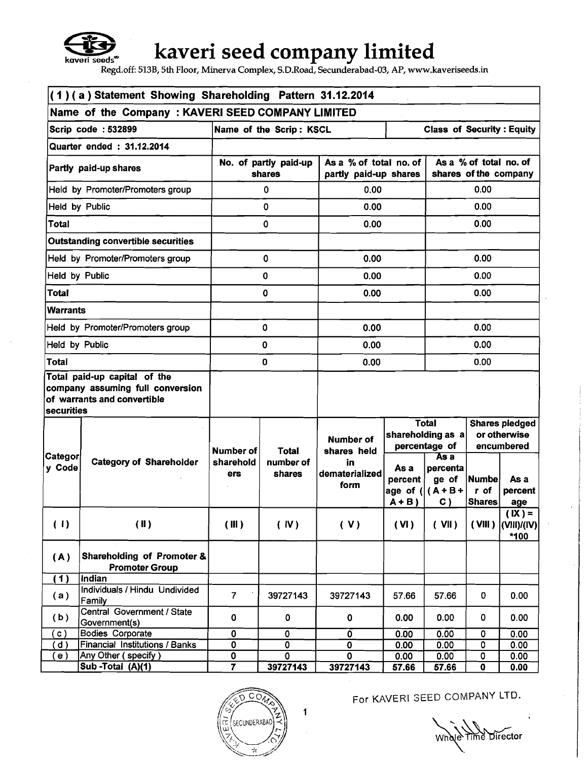# kaveri seed company limited

Regd.off: 513B, 5th Floor, Minerva Complex, S.D.Road, Secunderabad-03, AP, www.kaveriseeds.in

## (1)(a) Statement Showing Shareholding Pattern 31.12.2014

**Name of the Company : KAVERI SEED COMPANY LIMITED**

| Scrip code : 532899 | Name of the Scrip: KSCL | | Class of Security : Equity |
|---|---|---|---|
| Quarter ended : 31.12.2014 | | | |
| **Partly paid-up shares** | **No. of partly paid-up shares** | **As a % of total no. of partly paid-up shares** | **As a % of total no. of shares of the company** |
| Held by Promoter/Promoters group | 0 | 0.00 | 0.00 |
| Held by Public | 0 | 0.00 | 0.00 |
| **Total** | 0 | 0.00 | 0.00 |
| **Outstanding convertible securities** | | | |
| Held by Promoter/Promoters group | 0 | 0.00 | 0.00 |
| Held by Public | 0 | 0.00 | 0.00 |
| **Total** | 0 | 0.00 | 0.00 |
| **Warrants** | | | |
| Held by Promoter/Promoters group | 0 | 0.00 | 0.00 |
| Held by Public | 0 | 0.00 | 0.00 |
| **Total** | 0 | 0.00 | 0.00 |
| **Total paid-up capital of the company assuming full conversion of warrants and convertible securities** | | | |

| Category Code | Category of Shareholder | Number of shareholders | Total number of shares | Number of shares held in dematerialized form | Total shareholding as a percentage of | | Shares pledged or otherwise encumbered | |
|---|---|---|---|---|---|---|---|---|
| | | | | | As a percentage of (A+B) | As a percentage of (A+B+C) | Number of Shares | As a percentage |
| (I) | (II) | (III) | (IV) | (V) | (VI) | (VII) | (VIII) | (IX) = (VIII)/(IV)*100 |
| **(A)** | **Shareholding of Promoter & Promoter Group** | | | | | | | |
| **(1)** | **Indian** | | | | | | | |
| (a) | Individuals / Hindu Undivided Family | 7 | 39727143 | 39727143 | 57.66 | 57.66 | 0 | 0.00 |
| (b) | Central Government / State Government(s) | 0 | 0 | 0 | 0.00 | 0.00 | 0 | 0.00 |
| (c) | Bodies Corporate | 0 | 0 | 0 | 0.00 | 0.00 | 0 | 0.00 |
| (d) | Financial Institutions / Banks | 0 | 0 | 0 | 0.00 | 0.00 | 0 | 0.00 |
| (e) | Any Other ( specify ) | 0 | 0 | 0 | 0.00 | 0.00 | 0 | 0.00 |
| | **Sub -Total (A)(1)** | **7** | **39727143** | **39727143** | **57.66** | **57.66** | **0** | **0.00** |

For KAVERI SEED COMPANY LTD.

Whole Time Director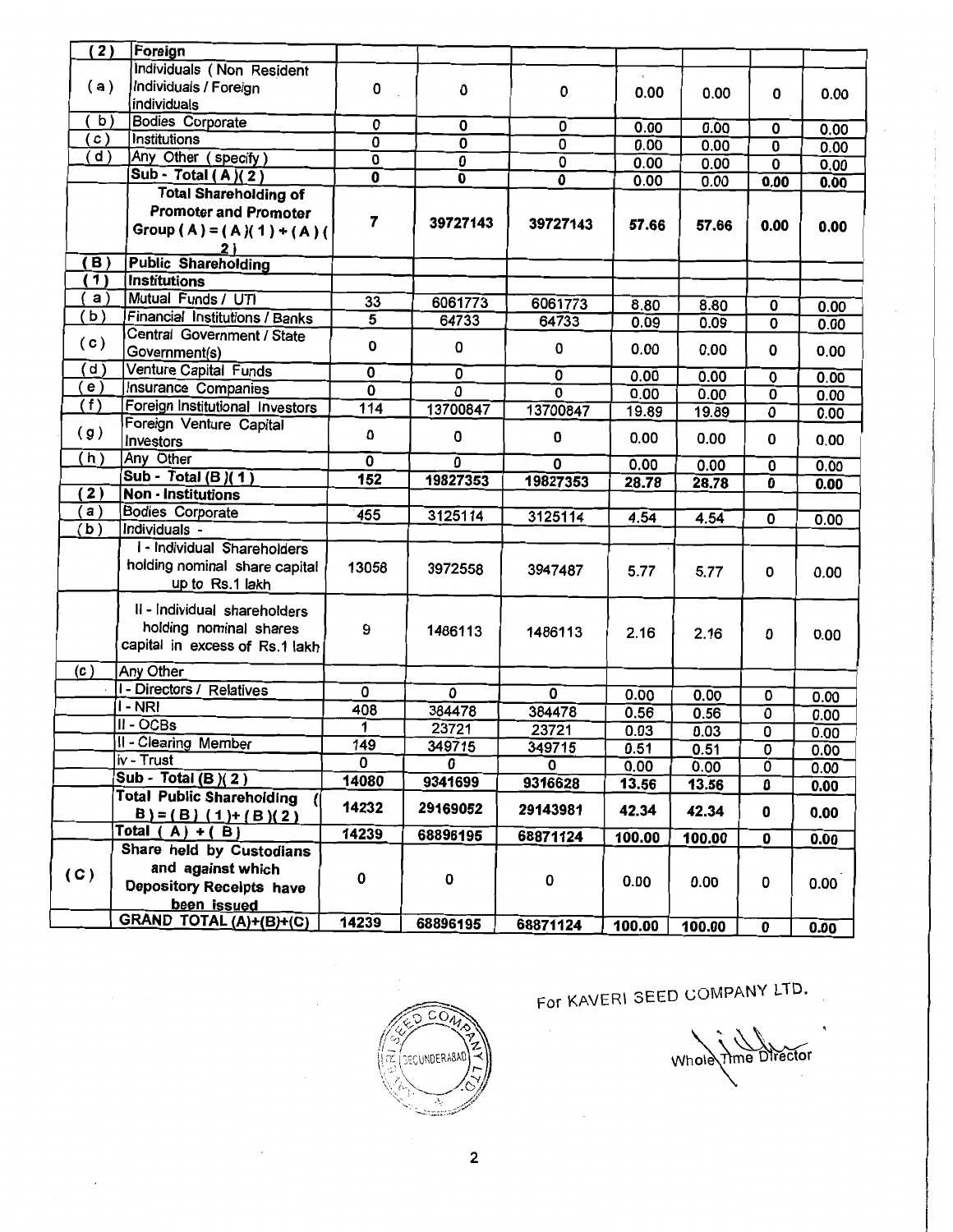| (2) | Foreign | | | | | | | |
|---|---|---|---|---|---|---|---|---|
| (a) | Individuals (Non Resident Individuals / Foreign individuals | 0 | 0 | 0 | 0.00 | 0.00 | 0 | 0.00 |
| (b) | Bodies Corporate | 0 | 0 | 0 | 0.00 | 0.00 | 0 | 0.00 |
| (c) | Institutions | 0 | 0 | 0 | 0.00 | 0.00 | 0 | 0.00 |
| (d) | Any Other (specify) | 0 | 0 | 0 | 0.00 | 0.00 | 0 | 0.00 |
| | Sub - Total (A)(2) | 0 | 0 | 0 | 0.00 | 0.00 | 0.00 | 0.00 |
| | **Total Shareholding of Promoter and Promoter Group (A) = (A)(1) + (A)(2)** | 7 | 39727143 | 39727143 | 57.66 | 57.66 | 0.00 | 0.00 |
| (B) | **Public Shareholding** | | | | | | | |
| (1) | **Institutions** | | | | | | | |
| (a) | Mutual Funds / UTI | 33 | 6061773 | 6061773 | 8.80 | 8.80 | 0 | 0.00 |
| (b) | Financial Institutions / Banks | 5 | 64733 | 64733 | 0.09 | 0.09 | 0 | 0.00 |
| (c) | Central Government / State Government(s) | 0 | 0 | 0 | 0.00 | 0.00 | 0 | 0.00 |
| (d) | Venture Capital Funds | 0 | 0 | 0 | 0.00 | 0.00 | 0 | 0.00 |
| (e) | Insurance Companies | 0 | 0 | 0 | 0.00 | 0.00 | 0 | 0.00 |
| (f) | Foreign Institutional Investors | 114 | 13700847 | 13700847 | 19.89 | 19.89 | 0 | 0.00 |
| (g) | Foreign Venture Capital Investors | 0 | 0 | 0 | 0.00 | 0.00 | 0 | 0.00 |
| (h) | Any Other | 0 | 0 | 0 | 0.00 | 0.00 | 0 | 0.00 |
| | Sub - Total (B)(1) | 152 | 19827353 | 19827353 | 28.78 | 28.78 | 0 | 0.00 |
| (2) | **Non - Institutions** | | | | | | | |
| (a) | Bodies Corporate | 455 | 3125114 | 3125114 | 4.54 | 4.54 | 0 | 0.00 |
| (b) | Individuals - | | | | | | | |
| | I - Individual Shareholders holding nominal share capital up to Rs.1 lakh | 13058 | 3972558 | 3947487 | 5.77 | 5.77 | 0 | 0.00 |
| | II - Individual shareholders holding nominal shares capital in excess of Rs.1 lakh | 9 | 1486113 | 1486113 | 2.16 | 2.16 | 0 | 0.00 |
| (c) | Any Other | | | | | | | |
| | I - Directors / Relatives | 0 | 0 | 0 | 0.00 | 0.00 | 0 | 0.00 |
| | I - NRI | 408 | 384478 | 384478 | 0.56 | 0.56 | 0 | 0.00 |
| | II - OCBs | 1 | 23721 | 23721 | 0.03 | 0.03 | 0 | 0.00 |
| | II - Clearing Member | 149 | 349715 | 349715 | 0.51 | 0.51 | 0 | 0.00 |
| | iv - Trust | 0 | 0 | 0 | 0.00 | 0.00 | 0 | 0.00 |
| | Sub - Total (B)(2) | 14080 | 9341699 | 9316628 | 13.56 | 13.56 | 0 | 0.00 |
| | **Total Public Shareholding (B) = (B)(1)+(B)(2)** | 14232 | 29169052 | 29143981 | 42.34 | 42.34 | 0 | 0.00 |
| | Total (A) + (B) | 14239 | 68896195 | 68871124 | 100.00 | 100.00 | 0 | 0.00 |
| (C) | **Share held by Custodians and against which Depository Receipts have been issued** | 0 | 0 | 0 | 0.00 | 0.00 | 0 | 0.00 |
| | **GRAND TOTAL (A)+(B)+(C)** | 14239 | 68896195 | 68871124 | 100.00 | 100.00 | 0 | 0.00 |

For KAVERI SEED COMPANY LTD.

Whole Time Director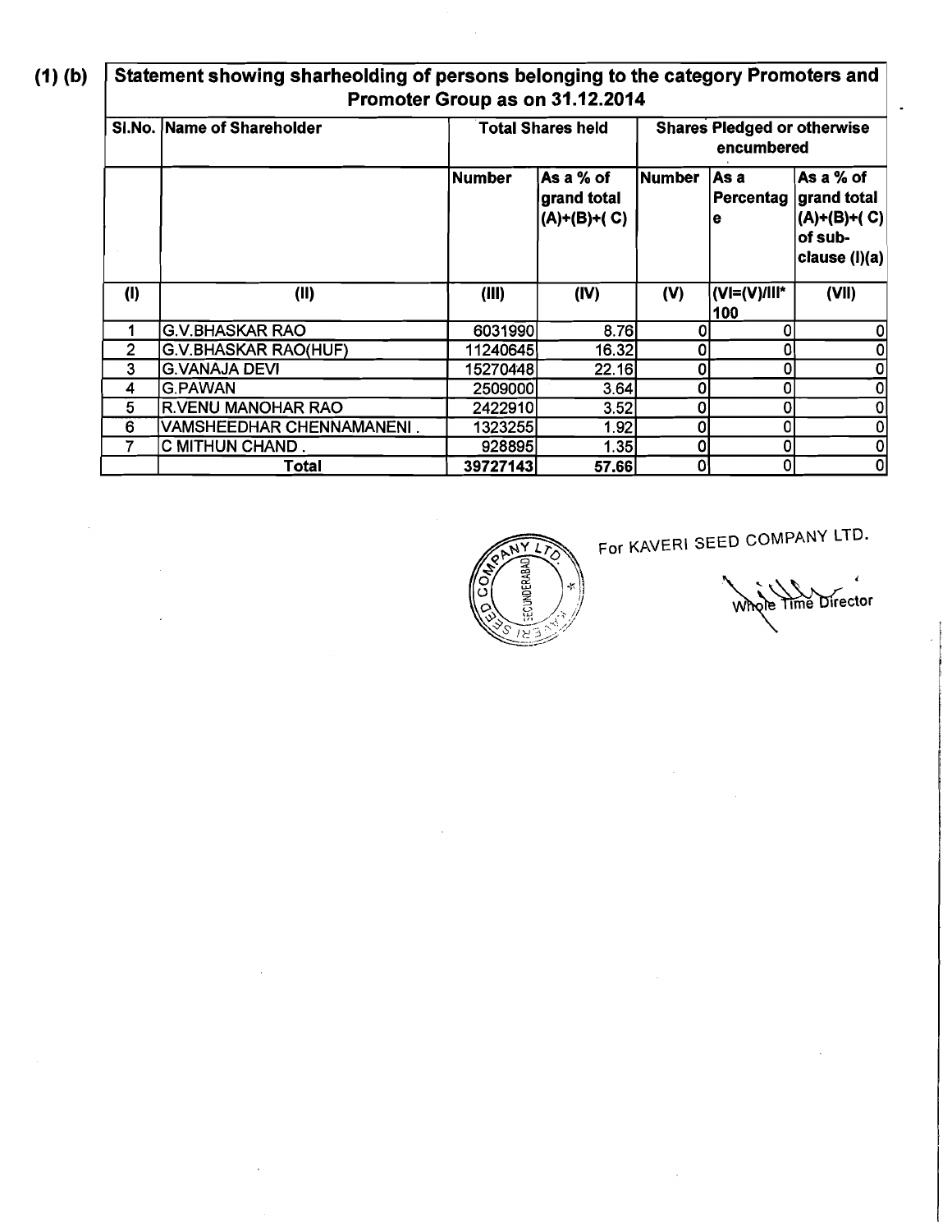**(1) (b)**

**Statement showing sharheolding of persons belonging to the category Promoters and Promoter Group as on 31.12.2014**

| Sl.No. | Name of Shareholder | Total Shares held | | Shares Pledged or otherwise encumbered | | |
|---|---|---|---|---|---|---|
| | | Number | As a % of grand total (A)+(B)+( C) | Number | As a Percentage | As a % of grand total (A)+(B)+( C) of sub-clause (I)(a) |
| (I) | (II) | (III) | (IV) | (V) | (VI=(V)/III*100 | (VII) |
| 1 | G.V.BHASKAR RAO | 6031990 | 8.76 | 0 | 0 | 0 |
| 2 | G.V.BHASKAR RAO(HUF) | 11240645 | 16.32 | 0 | 0 | 0 |
| 3 | G.VANAJA DEVI | 15270448 | 22.16 | 0 | 0 | 0 |
| 4 | G.PAWAN | 2509000 | 3.64 | 0 | 0 | 0 |
| 5 | R.VENU MANOHAR RAO | 2422910 | 3.52 | 0 | 0 | 0 |
| 6 | VAMSHEEDHAR CHENNAMANENI . | 1323255 | 1.92 | 0 | 0 | 0 |
| 7 | C MITHUN CHAND . | 928895 | 1.35 | 0 | 0 | 0 |
| | **Total** | **39727143** | **57.66** | 0 | 0 | 0 |

For KAVERI SEED COMPANY LTD.

Whole Time Director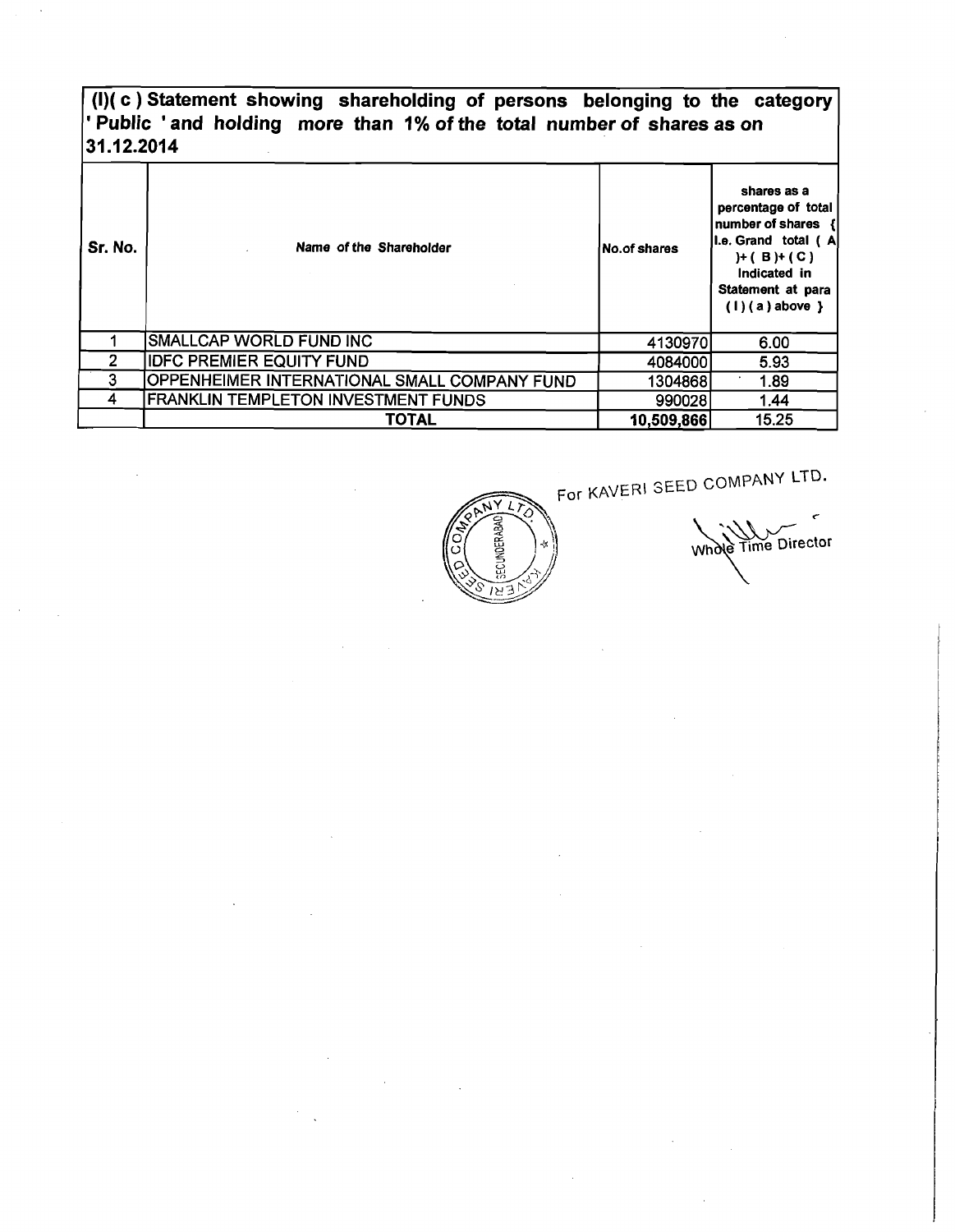## (I)( c ) Statement showing shareholding of persons belonging to the category ' Public ' and holding more than 1% of the total number of shares as on 31.12.2014

| Sr. No. | Name of the Shareholder | No.of shares | shares as a percentage of total number of shares { i.e. Grand total ( A )+ ( B )+ ( C ) Indicated in Statement at para ( I ) ( a ) above } |
|---|---|---|---|
| 1 | SMALLCAP WORLD FUND INC | 4130970 | 6.00 |
| 2 | IDFC PREMIER EQUITY FUND | 4084000 | 5.93 |
| 3 | OPPENHEIMER INTERNATIONAL SMALL COMPANY FUND | 1304868 | 1.89 |
| 4 | FRANKLIN TEMPLETON INVESTMENT FUNDS | 990028 | 1.44 |
| | **TOTAL** | **10,509,866** | 15.25 |

For KAVERI SEED COMPANY LTD.

Whole Time Director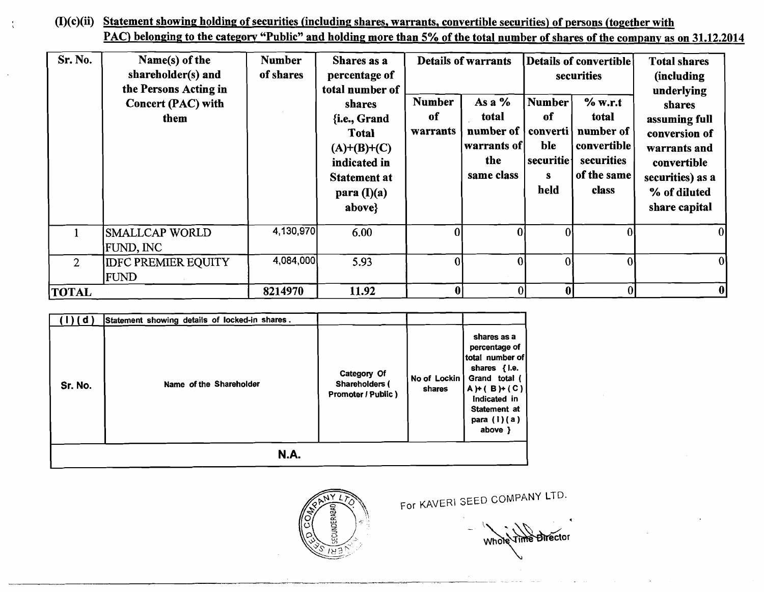## (I)(c)(ii) Statement showing holding of securities (including shares, warrants, convertible securities) of persons (together with PAC) belonging to the category "Public" and holding more than 5% of the total number of shares of the company as on 31.12.2014

| Sr. No. | Name(s) of the shareholder(s) and the Persons Acting in Concert (PAC) with them | Number of shares | Shares as a percentage of total number of shares {i.e., Grand Total (A)+(B)+(C) indicated in Statement at para (I)(a) above} | Details of warrants | | Details of convertible securities | | Total shares (including underlying shares assuming full conversion of warrants and convertible securities) as a % of diluted share capital |
|---|---|---|---|---|---|---|---|---|
| | | | | Number of warrants | As a % total number of warrants of the same class | Number of convertible securities held | % w.r.t total number of convertible securities of the same class | |
| 1 | SMALLCAP WORLD FUND, INC | 4,130,970 | 6.00 | 0 | 0 | 0 | 0 | 0 |
| 2 | IDFC PREMIER EQUITY FUND | 4,084,000 | 5.93 | 0 | 0 | 0 | 0 | 0 |
| **TOTAL** | | **8214970** | **11.92** | **0** | 0 | **0** | 0 | **0** |

| (I)(d) | Statement showing details of locked-in shares. | | | |
|---|---|---|---|---|
| Sr. No. | Name of the Shareholder | Category Of Shareholders ( Promoter / Public ) | No of Lockin shares | shares as a percentage of total number of shares {i.e. Grand total ( A )+( B )+( C ) Indicated in Statement at para ( I )( a ) above } |
| **N.A.** | | | | |

For KAVERI SEED COMPANY LTD.

Whole Time Director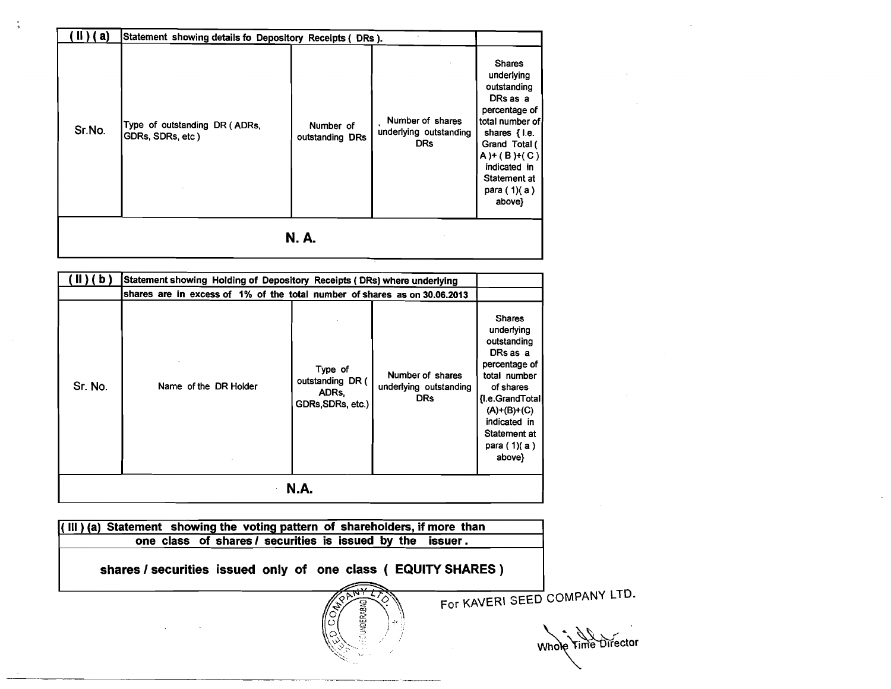| ( II ) ( a) | Statement showing details fo Depository Receipts ( DRs ). | | | |
|---|---|---|---|---|
| Sr.No. | Type of outstanding DR ( ADRs, GDRs, SDRs, etc ) | Number of outstanding DRs | Number of shares underlying outstanding DRs | Shares underlying outstanding DRs as a percentage of total number of shares { I.e. Grand Total ( A )+ ( B )+( C ) indicated in Statement at para ( 1)( a ) above} |
| **N. A.** | | | | |

| ( II ) ( b ) | Statement showing Holding of Depository Receipts ( DRs) where underlying shares are in excess of 1% of the total number of shares as on 30.06.2013 | | | |
|---|---|---|---|---|
| Sr. No. | Name of the DR Holder | Type of outstanding DR ( ADRs, GDRs,SDRs, etc.) | Number of shares underlying outstanding DRs | Shares underlying outstanding DRs as a percentage of total number of shares {I.e.GrandTotal (A)+(B)+(C) indicated in Statement at para ( 1)( a ) above} |
| **N.A.** | | | | |

| ( III ) (a) Statement showing the voting pattern of shareholders, if more than one class of shares / securities is issued by the issuer . |
|---|
| **shares / securities issued only of one class ( EQUITY SHARES )** |

For KAVERI SEED COMPANY LTD.

Whole Time Director